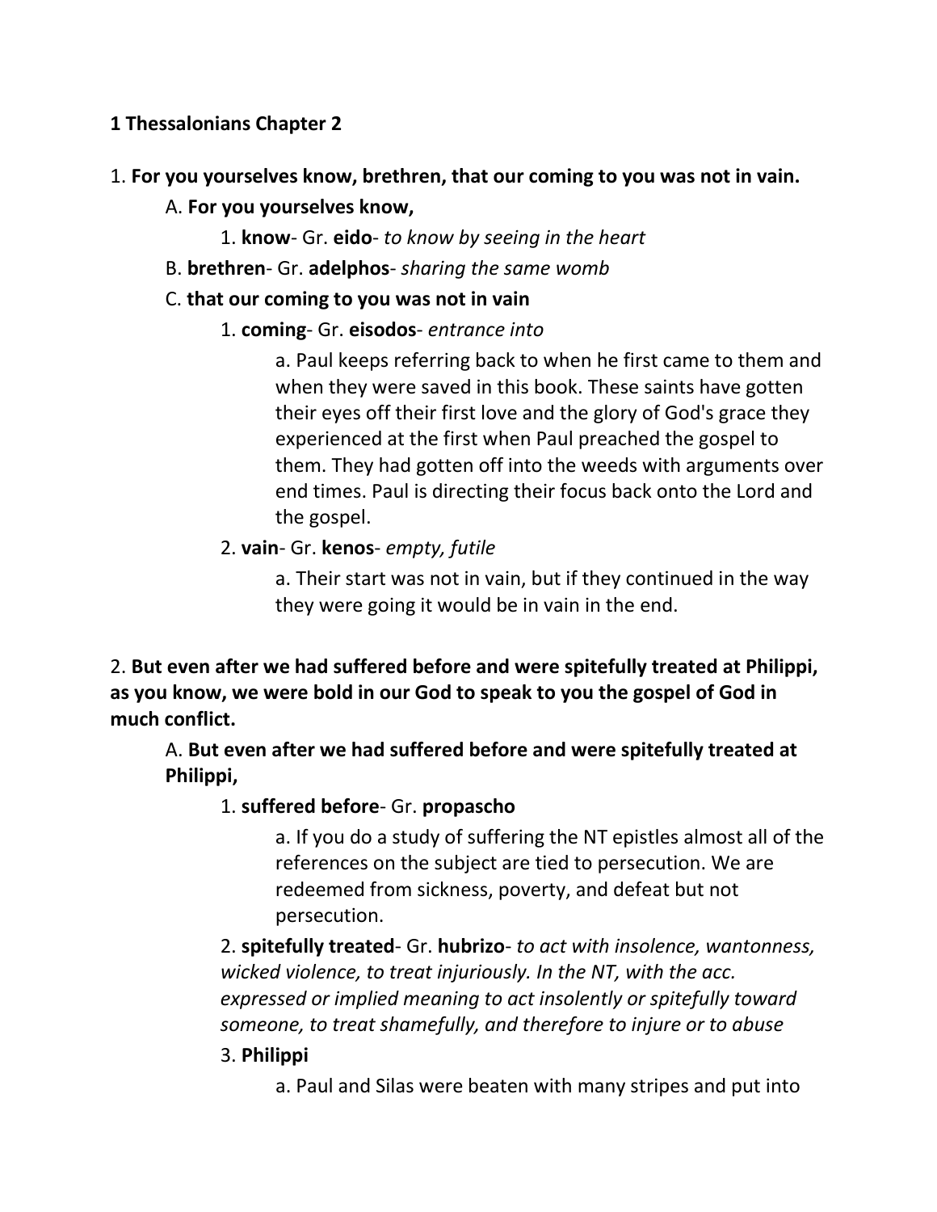**1 Thessalonians Chapter 2**

1. **For you yourselves know, brethren, that our coming to you was not in vain.**

    A. **For you yourselves know,**

    1. **know**- Gr. **eido**- *to know by seeing in the heart*

    B. **brethren**- Gr. **adelphos**- *sharing the same womb*

    C. **that our coming to you was not in vain**

    1. **coming**- Gr. **eisodos**- *entrance into*

        a. Paul keeps referring back to when he first came to them and when they were saved in this book. These saints have gotten their eyes off their first love and the glory of God's grace they experienced at the first when Paul preached the gospel to them. They had gotten off into the weeds with arguments over end times. Paul is directing their focus back onto the Lord and the gospel.

    2. **vain**- Gr. **kenos**- *empty, futile*

        a. Their start was not in vain, but if they continued in the way they were going it would be in vain in the end.

2. **But even after we had suffered before and were spitefully treated at Philippi, as you know, we were bold in our God to speak to you the gospel of God in much conflict.**

    A. **But even after we had suffered before and were spitefully treated at Philippi,**

    1. **suffered before**- Gr. **propascho**

        a. If you do a study of suffering the NT epistles almost all of the references on the subject are tied to persecution. We are redeemed from sickness, poverty, and defeat but not persecution.

    2. **spitefully treated**- Gr. **hubrizo**- *to act with insolence, wantonness, wicked violence, to treat injuriously. In the NT, with the acc. expressed or implied meaning to act insolently or spitefully toward someone, to treat shamefully, and therefore to injure or to abuse*

    3. **Philippi**

        a. Paul and Silas were beaten with many stripes and put into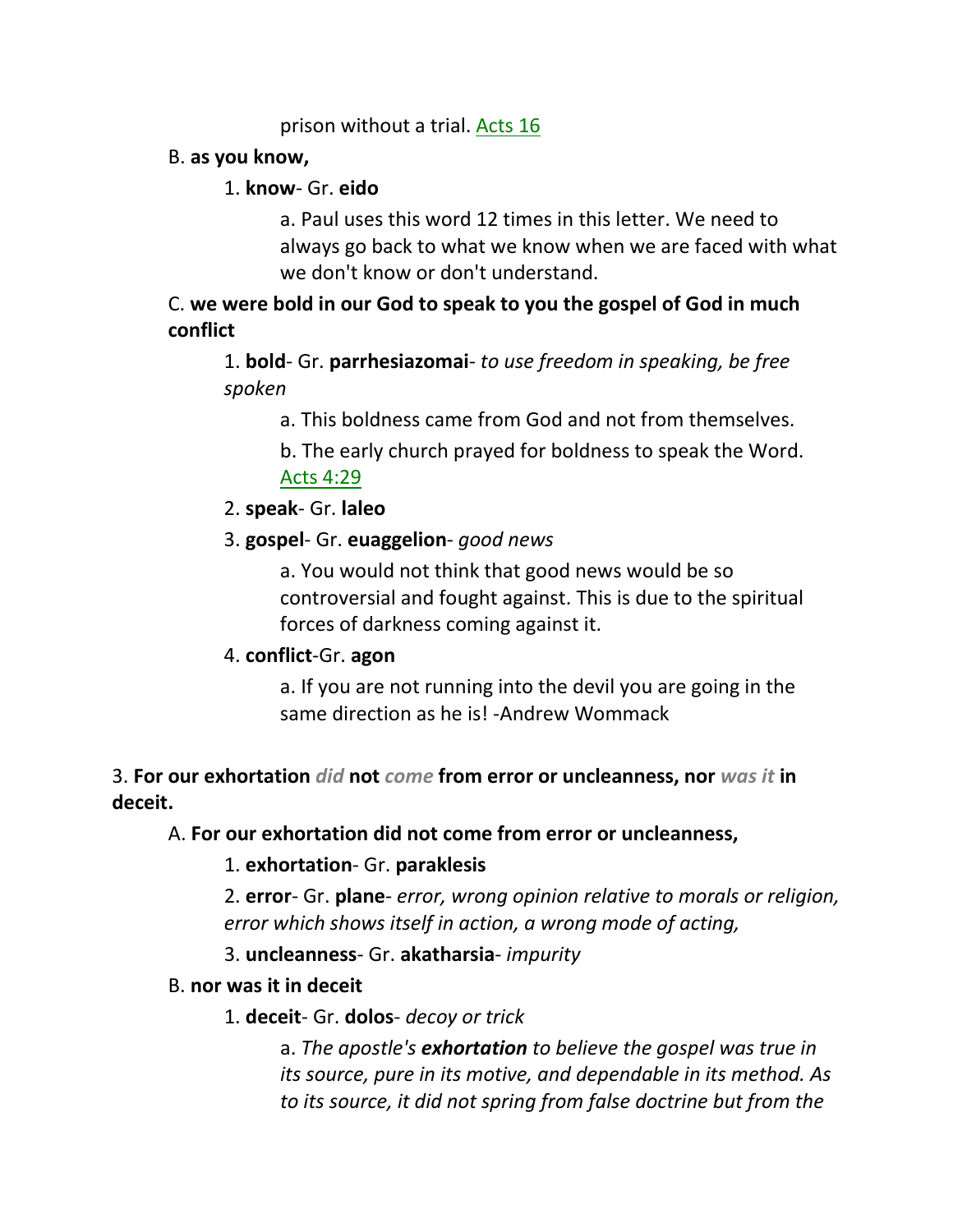prison without a trial. Acts 16

B. **as you know,**

1. **know**- Gr. **eido**

a. Paul uses this word 12 times in this letter. We need to always go back to what we know when we are faced with what we don't know or don't understand.

C. **we were bold in our God to speak to you the gospel of God in much conflict**

1. **bold**- Gr. **parrhesiazomai**- *to use freedom in speaking, be free spoken*

a. This boldness came from God and not from themselves.

b. The early church prayed for boldness to speak the Word. Acts 4:29

2. **speak**- Gr. **laleo**

3. **gospel**- Gr. **euaggelion**- *good news*

a. You would not think that good news would be so controversial and fought against. This is due to the spiritual forces of darkness coming against it.

4. **conflict**-Gr. **agon**

a. If you are not running into the devil you are going in the same direction as he is! -Andrew Wommack

3. **For our exhortation** ***did*** **not** ***come*** **from error or uncleanness, nor** ***was it*** **in deceit.**

A. **For our exhortation did not come from error or uncleanness,**

1. **exhortation**- Gr. **paraklesis**

2. **error**- Gr. **plane**- *error, wrong opinion relative to morals or religion, error which shows itself in action, a wrong mode of acting,*

3. **uncleanness**- Gr. **akatharsia**- *impurity*

B. **nor was it in deceit**

1. **deceit**- Gr. **dolos**- *decoy or trick*

a. *The apostle's* ***exhortation*** *to believe the gospel was true in its source, pure in its motive, and dependable in its method. As to its source, it did not spring from false doctrine but from the*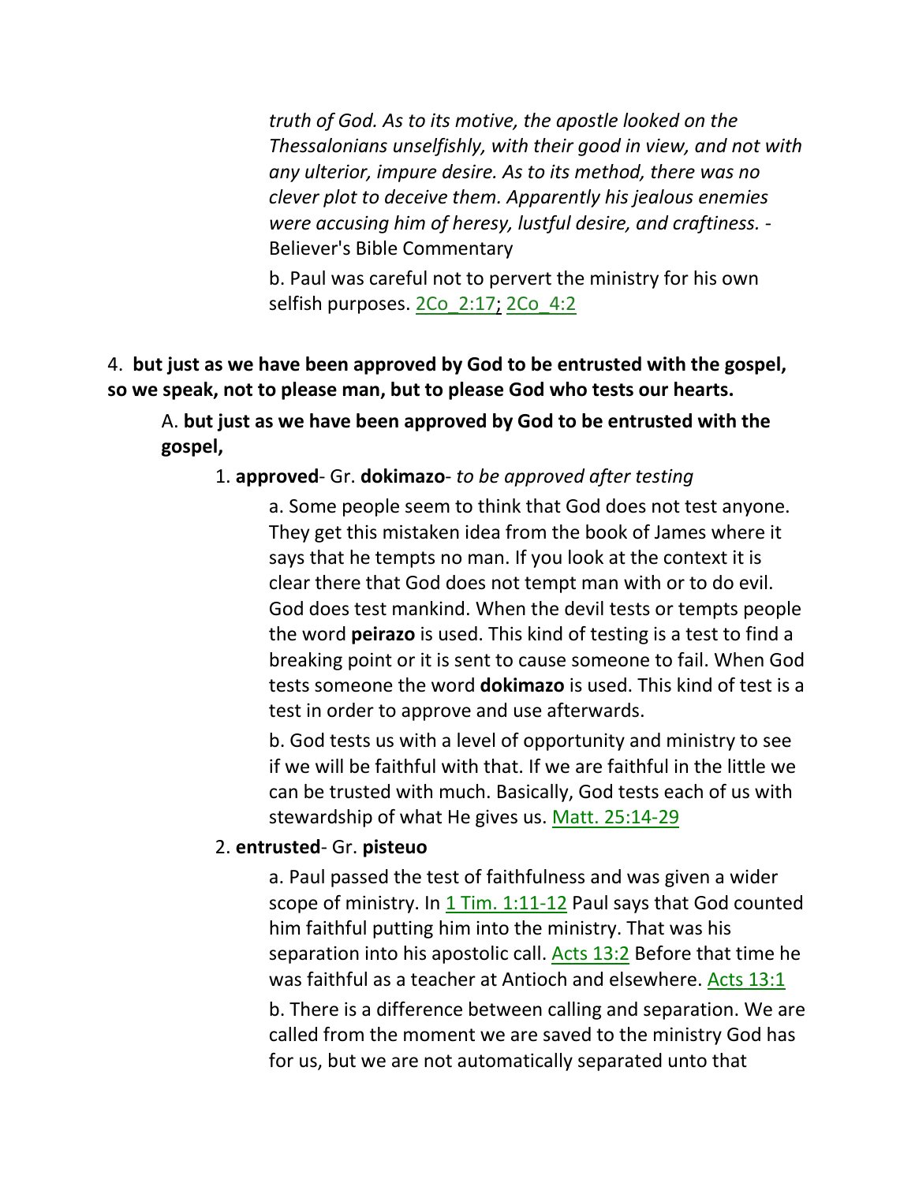*truth of God. As to its motive, the apostle looked on the Thessalonians unselfishly, with their good in view, and not with any ulterior, impure desire. As to its method, there was no clever plot to deceive them. Apparently his jealous enemies were accusing him of heresy, lustful desire, and craftiness.* - Believer's Bible Commentary

b. Paul was careful not to pervert the ministry for his own selfish purposes. 2Co_2:17; 2Co_4:2

4. **but just as we have been approved by God to be entrusted with the gospel, so we speak, not to please man, but to please God who tests our hearts.**

A. **but just as we have been approved by God to be entrusted with the gospel,**

1. **approved**- Gr. **dokimazo**- *to be approved after testing*

a. Some people seem to think that God does not test anyone. They get this mistaken idea from the book of James where it says that he tempts no man. If you look at the context it is clear there that God does not tempt man with or to do evil. God does test mankind. When the devil tests or tempts people the word **peirazo** is used. This kind of testing is a test to find a breaking point or it is sent to cause someone to fail. When God tests someone the word **dokimazo** is used. This kind of test is a test in order to approve and use afterwards.

b. God tests us with a level of opportunity and ministry to see if we will be faithful with that. If we are faithful in the little we can be trusted with much. Basically, God tests each of us with stewardship of what He gives us. Matt. 25:14-29

2. **entrusted**- Gr. **pisteuo**

a. Paul passed the test of faithfulness and was given a wider scope of ministry. In 1 Tim. 1:11-12 Paul says that God counted him faithful putting him into the ministry. That was his separation into his apostolic call. Acts 13:2 Before that time he was faithful as a teacher at Antioch and elsewhere. Acts 13:1

b. There is a difference between calling and separation. We are called from the moment we are saved to the ministry God has for us, but we are not automatically separated unto that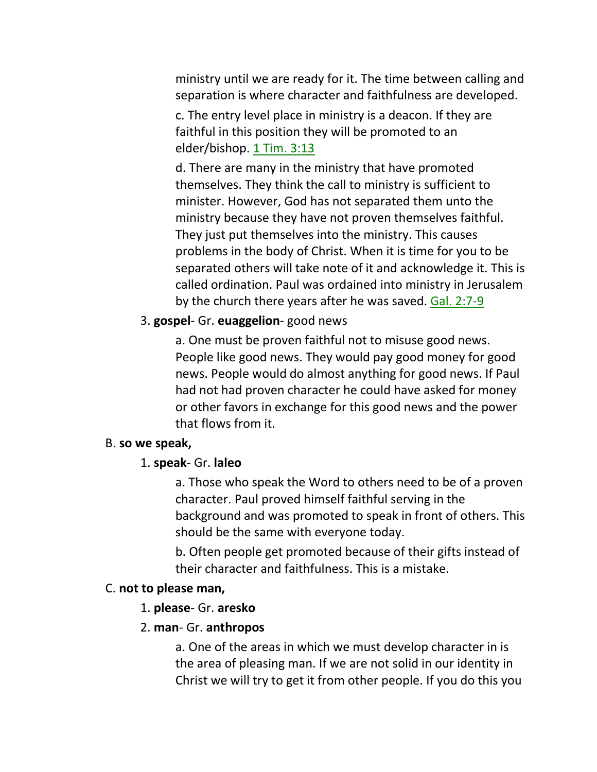ministry until we are ready for it. The time between calling and separation is where character and faithfulness are developed.

c. The entry level place in ministry is a deacon. If they are faithful in this position they will be promoted to an elder/bishop. 1 Tim. 3:13

d. There are many in the ministry that have promoted themselves. They think the call to ministry is sufficient to minister. However, God has not separated them unto the ministry because they have not proven themselves faithful. They just put themselves into the ministry. This causes problems in the body of Christ. When it is time for you to be separated others will take note of it and acknowledge it. This is called ordination. Paul was ordained into ministry in Jerusalem by the church there years after he was saved. Gal. 2:7-9

3. **gospel**- Gr. **euaggelion**- good news

a. One must be proven faithful not to misuse good news. People like good news. They would pay good money for good news. People would do almost anything for good news. If Paul had not had proven character he could have asked for money or other favors in exchange for this good news and the power that flows from it.

B. **so we speak,**

1. **speak**- Gr. **laleo**

a. Those who speak the Word to others need to be of a proven character. Paul proved himself faithful serving in the background and was promoted to speak in front of others. This should be the same with everyone today.

b. Often people get promoted because of their gifts instead of their character and faithfulness. This is a mistake.

C. **not to please man,**

1. **please**- Gr. **aresko**

2. **man**- Gr. **anthropos**

a. One of the areas in which we must develop character in is the area of pleasing man. If we are not solid in our identity in Christ we will try to get it from other people. If you do this you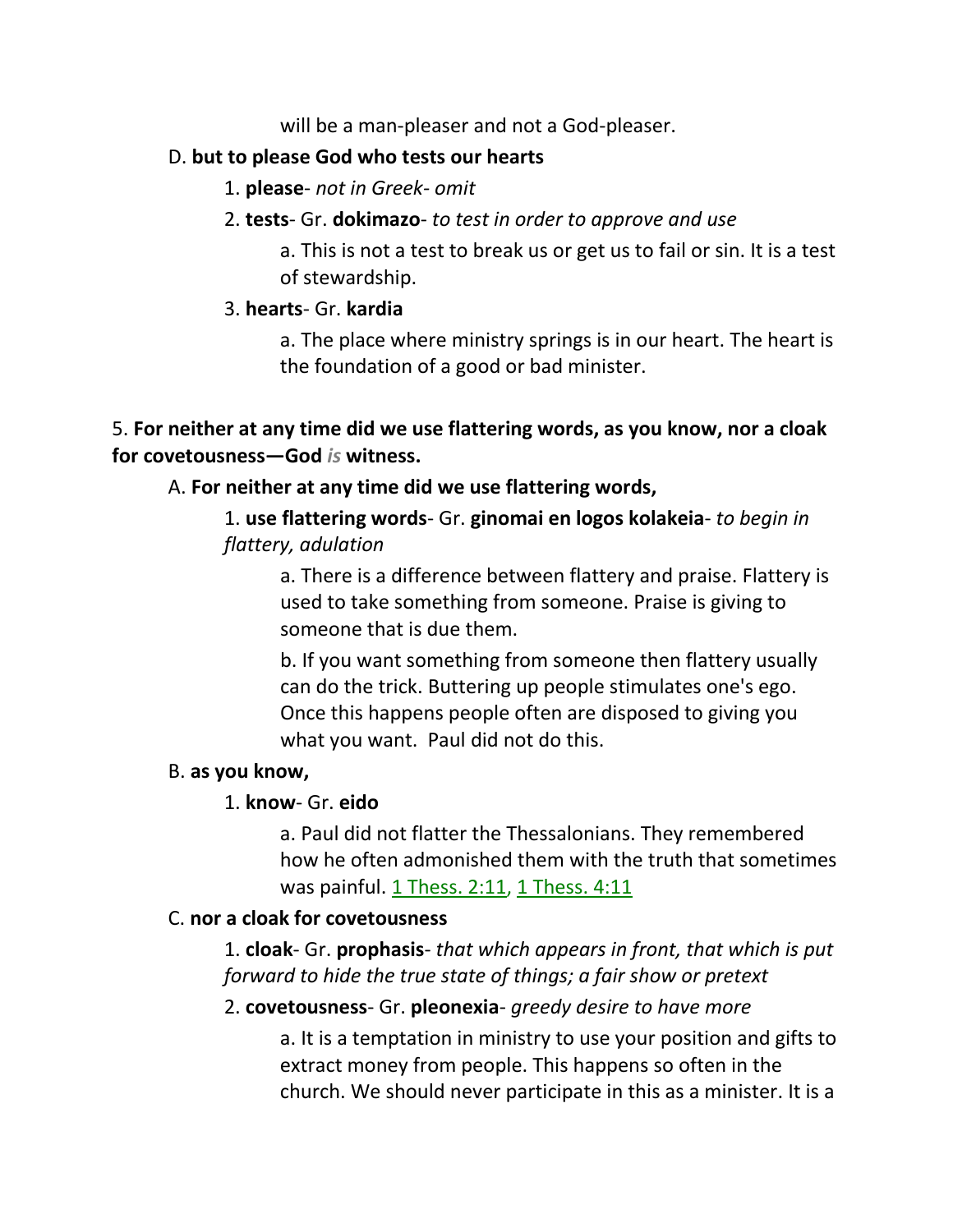will be a man-pleaser and not a God-pleaser.

D. **but to please God who tests our hearts**

1. **please**- *not in Greek- omit*

2. **tests**- Gr. **dokimazo**- *to test in order to approve and use*

a. This is not a test to break us or get us to fail or sin. It is a test of stewardship.

3. **hearts**- Gr. **kardia**

a. The place where ministry springs is in our heart. The heart is the foundation of a good or bad minister.

5. **For neither at any time did we use flattering words, as you know, nor a cloak for covetousness—God *is* witness.**

A. **For neither at any time did we use flattering words,**

1. **use flattering words**- Gr. **ginomai en logos kolakeia**- *to begin in flattery, adulation*

a. There is a difference between flattery and praise. Flattery is used to take something from someone. Praise is giving to someone that is due them.

b. If you want something from someone then flattery usually can do the trick. Buttering up people stimulates one's ego. Once this happens people often are disposed to giving you what you want. Paul did not do this.

B. **as you know,**

1. **know**- Gr. **eido**

a. Paul did not flatter the Thessalonians. They remembered how he often admonished them with the truth that sometimes was painful. 1 Thess. 2:11, 1 Thess. 4:11

C. **nor a cloak for covetousness**

1. **cloak**- Gr. **prophasis**- *that which appears in front, that which is put forward to hide the true state of things; a fair show or pretext*

2. **covetousness**- Gr. **pleonexia**- *greedy desire to have more*

a. It is a temptation in ministry to use your position and gifts to extract money from people. This happens so often in the church. We should never participate in this as a minister. It is a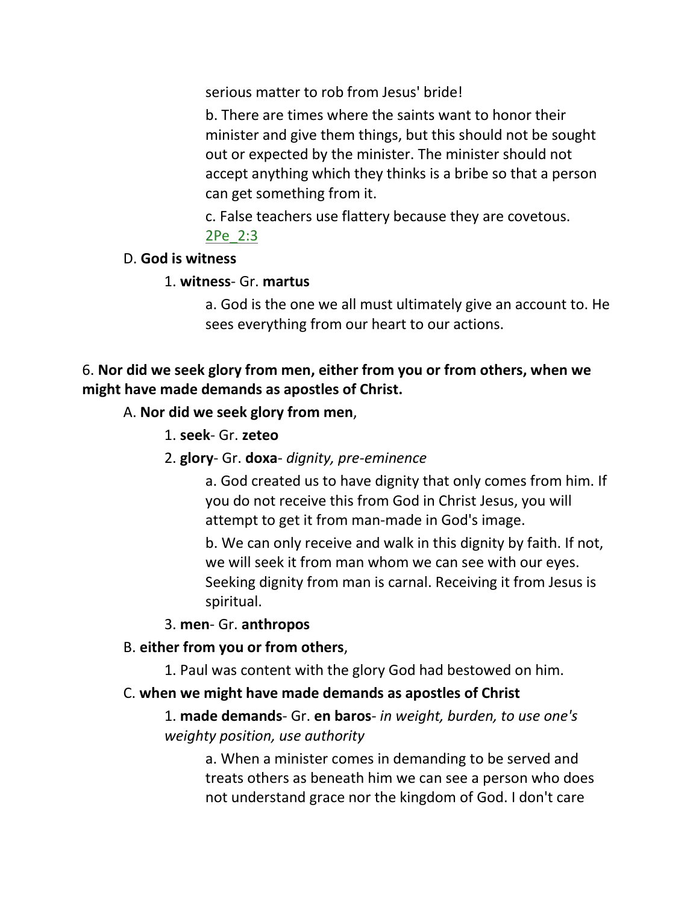serious matter to rob from Jesus' bride!

b. There are times where the saints want to honor their minister and give them things, but this should not be sought out or expected by the minister. The minister should not accept anything which they thinks is a bribe so that a person can get something from it.

c. False teachers use flattery because they are covetous. 2Pe_2:3

D. **God is witness**

1. **witness**- Gr. **martus**

a. God is the one we all must ultimately give an account to. He sees everything from our heart to our actions.

6. **Nor did we seek glory from men, either from you or from others, when we might have made demands as apostles of Christ.**

A. **Nor did we seek glory from men**,

1. **seek**- Gr. **zeteo**

2. **glory**- Gr. **doxa**- *dignity, pre-eminence*

a. God created us to have dignity that only comes from him. If you do not receive this from God in Christ Jesus, you will attempt to get it from man-made in God's image.

b. We can only receive and walk in this dignity by faith. If not, we will seek it from man whom we can see with our eyes. Seeking dignity from man is carnal. Receiving it from Jesus is spiritual.

3. **men**- Gr. **anthropos**

B. **either from you or from others**,

1. Paul was content with the glory God had bestowed on him.

C. **when we might have made demands as apostles of Christ**

1. **made demands**- Gr. **en baros**- *in weight, burden, to use one's weighty position, use authority*

a. When a minister comes in demanding to be served and treats others as beneath him we can see a person who does not understand grace nor the kingdom of God. I don't care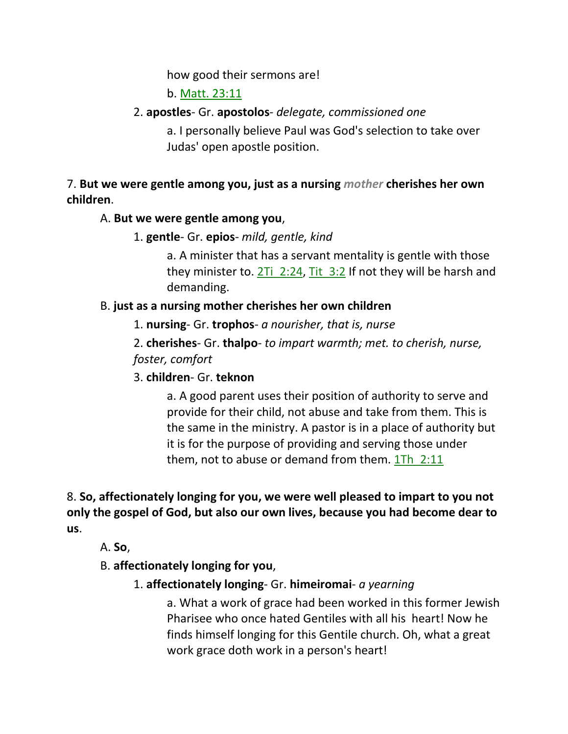how good their sermons are!

b. Matt. 23:11

2. **apostles**- Gr. **apostolos**- *delegate, commissioned one*

a. I personally believe Paul was God's selection to take over Judas' open apostle position.

7. **But we were gentle among you, just as a nursing *mother* cherishes her own children**.

A. **But we were gentle among you**,

1. **gentle**- Gr. **epios**- *mild, gentle, kind*

a. A minister that has a servant mentality is gentle with those they minister to. 2Ti 2:24, Tit 3:2 If not they will be harsh and demanding.

B. **just as a nursing mother cherishes her own children**

1. **nursing**- Gr. **trophos**- *a nourisher, that is, nurse*

2. **cherishes**- Gr. **thalpo**- *to impart warmth; met. to cherish, nurse, foster, comfort*

3. **children**- Gr. **teknon**

a. A good parent uses their position of authority to serve and provide for their child, not abuse and take from them. This is the same in the ministry. A pastor is in a place of authority but it is for the purpose of providing and serving those under them, not to abuse or demand from them. 1Th 2:11

8. **So, affectionately longing for you, we were well pleased to impart to you not only the gospel of God, but also our own lives, because you had become dear to us**.

A. **So**,

B. **affectionately longing for you**,

1. **affectionately longing**- Gr. **himeiromai**- *a yearning*

a. What a work of grace had been worked in this former Jewish Pharisee who once hated Gentiles with all his heart! Now he finds himself longing for this Gentile church. Oh, what a great work grace doth work in a person's heart!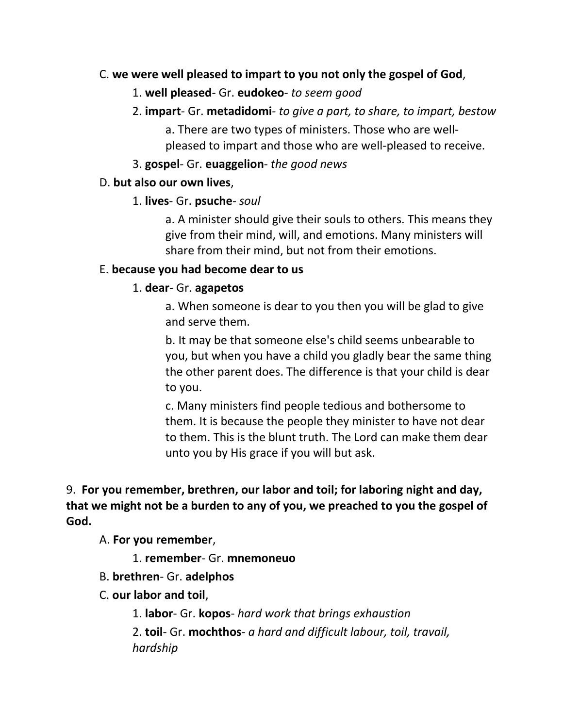C. **we were well pleased to impart to you not only the gospel of God**,

1. **well pleased**- Gr. **eudokeo**- *to seem good*

2. **impart**- Gr. **metadidomi**- *to give a part, to share, to impart, bestow*

   a. There are two types of ministers. Those who are well-pleased to impart and those who are well-pleased to receive.

3. **gospel**- Gr. **euaggelion**- *the good news*

D. **but also our own lives**,

1. **lives**- Gr. **psuche**- *soul*

   a. A minister should give their souls to others. This means they give from their mind, will, and emotions. Many ministers will share from their mind, but not from their emotions.

E. **because you had become dear to us**

1. **dear**- Gr. **agapetos**

   a. When someone is dear to you then you will be glad to give and serve them.

   b. It may be that someone else's child seems unbearable to you, but when you have a child you gladly bear the same thing the other parent does. The difference is that your child is dear to you.

   c. Many ministers find people tedious and bothersome to them. It is because the people they minister to have not dear to them. This is the blunt truth. The Lord can make them dear unto you by His grace if you will but ask.

9. **For you remember, brethren, our labor and toil; for laboring night and day, that we might not be a burden to any of you, we preached to you the gospel of God.**

A. **For you remember**,

1. **remember**- Gr. **mnemoneuo**

B. **brethren**- Gr. **adelphos**

C. **our labor and toil**,

1. **labor**- Gr. **kopos**- *hard work that brings exhaustion*

2. **toil**- Gr. **mochthos**- *a hard and difficult labour, toil, travail, hardship*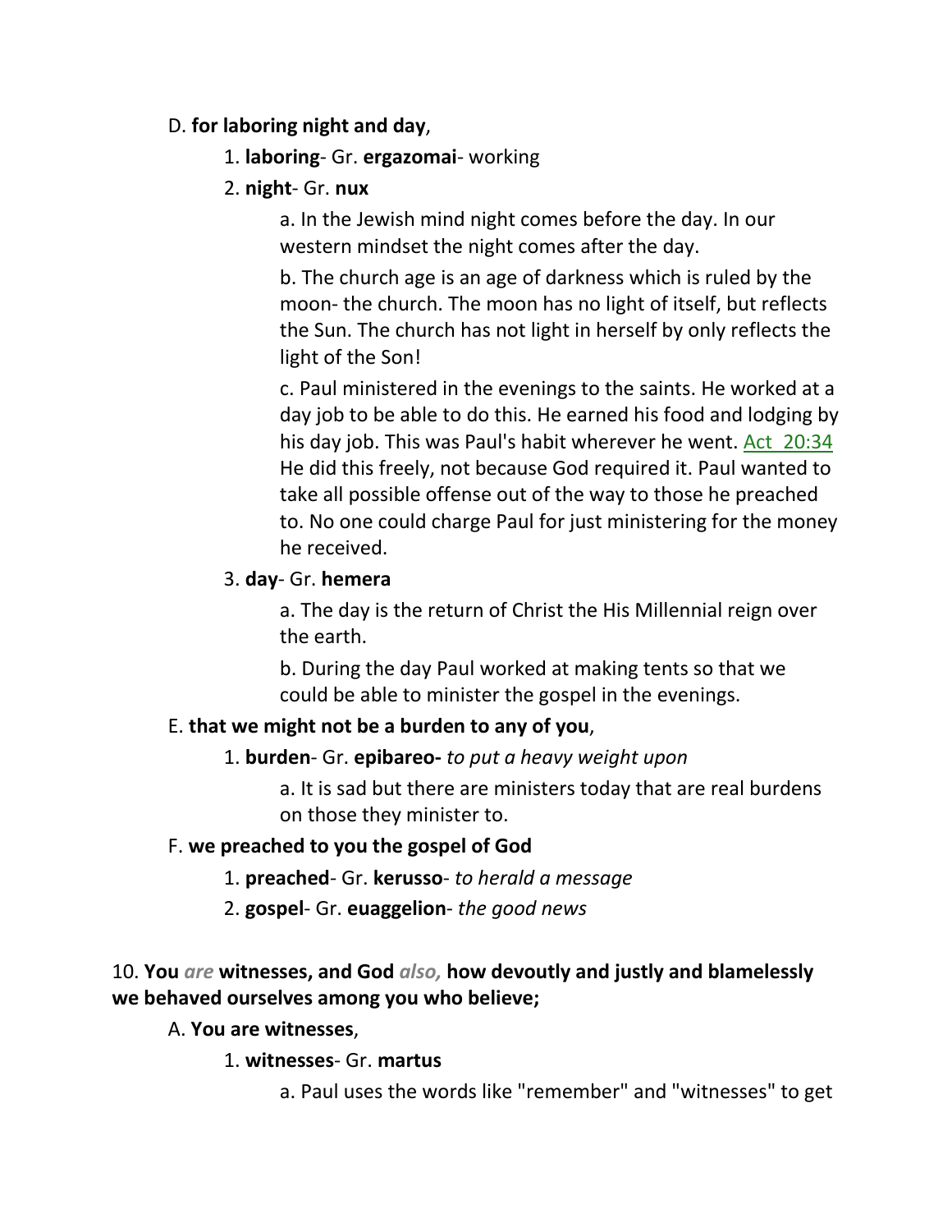D. **for laboring night and day**,

1. **laboring**- Gr. **ergazomai**- working

2. **night**- Gr. **nux**

a. In the Jewish mind night comes before the day. In our western mindset the night comes after the day.

b. The church age is an age of darkness which is ruled by the moon- the church. The moon has no light of itself, but reflects the Sun. The church has not light in herself by only reflects the light of the Son!

c. Paul ministered in the evenings to the saints. He worked at a day job to be able to do this. He earned his food and lodging by his day job. This was Paul's habit wherever he went. Act 20:34 He did this freely, not because God required it. Paul wanted to take all possible offense out of the way to those he preached to. No one could charge Paul for just ministering for the money he received.

3. **day**- Gr. **hemera**

a. The day is the return of Christ the His Millennial reign over the earth.

b. During the day Paul worked at making tents so that we could be able to minister the gospel in the evenings.

E. **that we might not be a burden to any of you**,

1. **burden**- Gr. **epibareo-** *to put a heavy weight upon*

a. It is sad but there are ministers today that are real burdens on those they minister to.

F. **we preached to you the gospel of God**

1. **preached**- Gr. **kerusso**- *to herald a message*

2. **gospel**- Gr. **euaggelion**- *the good news*

10. **You** *are* **witnesses, and God** *also,* **how devoutly and justly and blamelessly we behaved ourselves among you who believe;**

A. **You are witnesses**,

1. **witnesses**- Gr. **martus**

a. Paul uses the words like "remember" and "witnesses" to get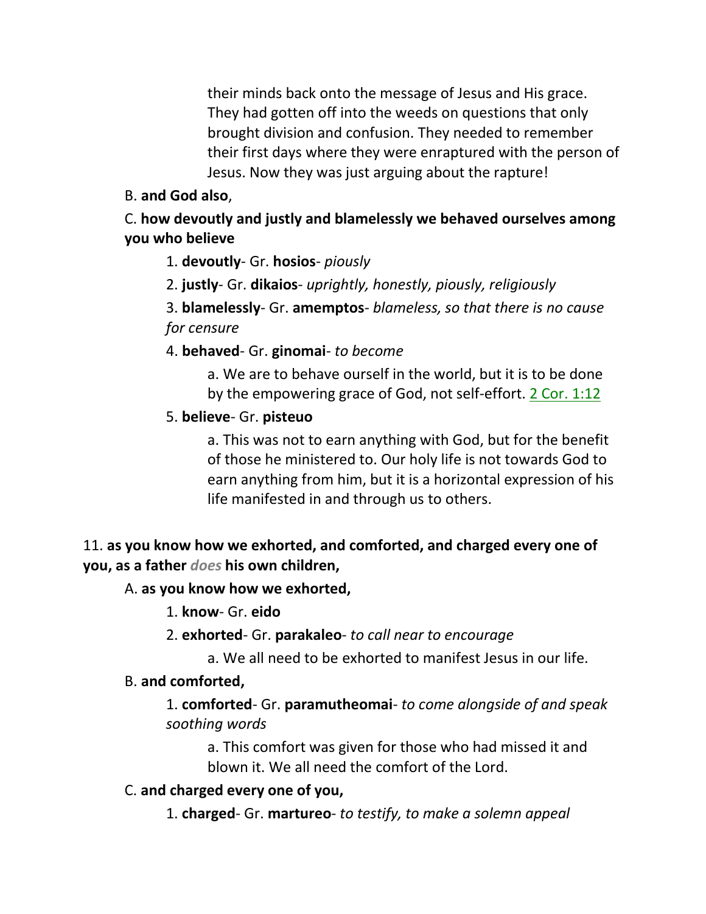their minds back onto the message of Jesus and His grace. They had gotten off into the weeds on questions that only brought division and confusion. They needed to remember their first days where they were enraptured with the person of Jesus. Now they was just arguing about the rapture!

B. **and God also**,

C. **how devoutly and justly and blamelessly we behaved ourselves among you who believe**

1. **devoutly**- Gr. **hosios**- *piously*

2. **justly**- Gr. **dikaios**- *uprightly, honestly, piously, religiously*

3. **blamelessly**- Gr. **amemptos**- *blameless, so that there is no cause for censure*

4. **behaved**- Gr. **ginomai**- *to become*

a. We are to behave ourself in the world, but it is to be done by the empowering grace of God, not self-effort. 2 Cor. 1:12

5. **believe**- Gr. **pisteuo**

a. This was not to earn anything with God, but for the benefit of those he ministered to. Our holy life is not towards God to earn anything from him, but it is a horizontal expression of his life manifested in and through us to others.

11. **as you know how we exhorted, and comforted, and charged every one of you, as a father *does* his own children,**

A. **as you know how we exhorted,**

1. **know**- Gr. **eido**

2. **exhorted**- Gr. **parakaleo**- *to call near to encourage*

a. We all need to be exhorted to manifest Jesus in our life.

B. **and comforted,**

1. **comforted**- Gr. **paramutheomai**- *to come alongside of and speak soothing words*

a. This comfort was given for those who had missed it and blown it. We all need the comfort of the Lord.

C. **and charged every one of you,**

1. **charged**- Gr. **martureo**- *to testify, to make a solemn appeal*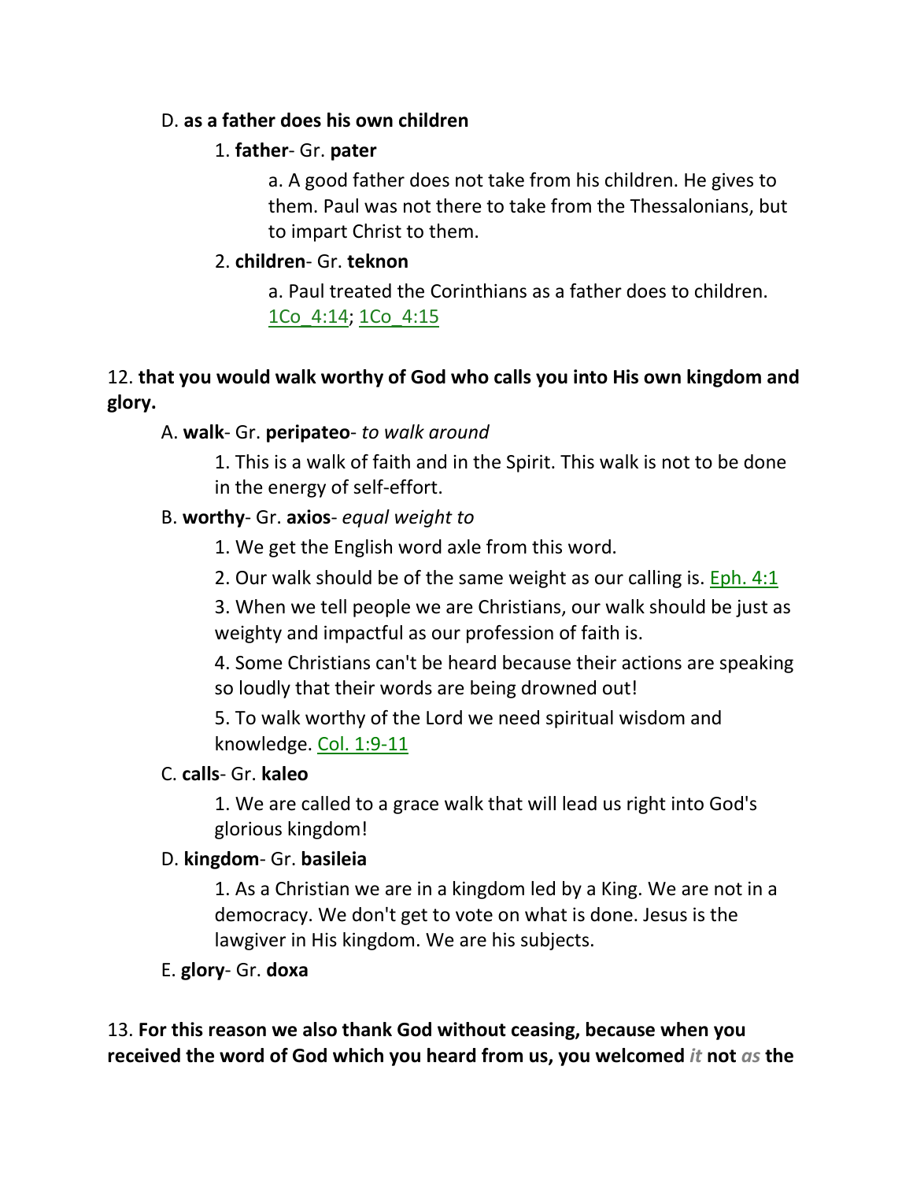D. **as a father does his own children**

1. **father**- Gr. **pater**

a. A good father does not take from his children. He gives to them. Paul was not there to take from the Thessalonians, but to impart Christ to them.

2. **children**- Gr. **teknon**

a. Paul treated the Corinthians as a father does to children. 1Co_4:14; 1Co_4:15

12. **that you would walk worthy of God who calls you into His own kingdom and glory.**

A. **walk**- Gr. **peripateo**- *to walk around*

1. This is a walk of faith and in the Spirit. This walk is not to be done in the energy of self-effort.

B. **worthy**- Gr. **axios**- *equal weight to*

1. We get the English word axle from this word.

2. Our walk should be of the same weight as our calling is. Eph. 4:1

3. When we tell people we are Christians, our walk should be just as weighty and impactful as our profession of faith is.

4. Some Christians can't be heard because their actions are speaking so loudly that their words are being drowned out!

5. To walk worthy of the Lord we need spiritual wisdom and knowledge. Col. 1:9-11

C. **calls**- Gr. **kaleo**

1. We are called to a grace walk that will lead us right into God's glorious kingdom!

D. **kingdom**- Gr. **basileia**

1. As a Christian we are in a kingdom led by a King. We are not in a democracy. We don't get to vote on what is done. Jesus is the lawgiver in His kingdom. We are his subjects.

E. **glory**- Gr. **doxa**

13. **For this reason we also thank God without ceasing, because when you received the word of God which you heard from us, you welcomed *it* not *as* the**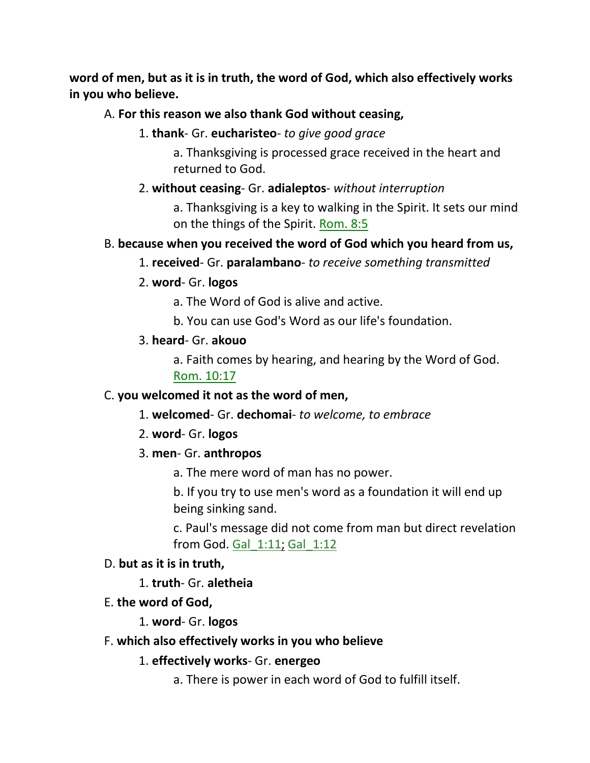**word of men, but as it is in truth, the word of God, which also effectively works in you who believe.**

A. **For this reason we also thank God without ceasing,**

1. **thank**- Gr. **eucharisteo**- *to give good grace*

   a. Thanksgiving is processed grace received in the heart and returned to God.

2. **without ceasing**- Gr. **adialeptos**- *without interruption*

   a. Thanksgiving is a key to walking in the Spirit. It sets our mind on the things of the Spirit. Rom. 8:5

B. **because when you received the word of God which you heard from us,**

1. **received**- Gr. **paralambano**- *to receive something transmitted*

2. **word**- Gr. **logos**

   a. The Word of God is alive and active.

   b. You can use God's Word as our life's foundation.

3. **heard**- Gr. **akouo**

   a. Faith comes by hearing, and hearing by the Word of God. Rom. 10:17

C. **you welcomed it not as the word of men,**

1. **welcomed**- Gr. **dechomai**- *to welcome, to embrace*

2. **word**- Gr. **logos**

3. **men**- Gr. **anthropos**

   a. The mere word of man has no power.

   b. If you try to use men's word as a foundation it will end up being sinking sand.

   c. Paul's message did not come from man but direct revelation from God. Gal_1:11; Gal_1:12

D. **but as it is in truth,**

1. **truth**- Gr. **aletheia**

E. **the word of God,**

1. **word**- Gr. **logos**

F. **which also effectively works in you who believe**

1. **effectively works**- Gr. **energeo**

   a. There is power in each word of God to fulfill itself.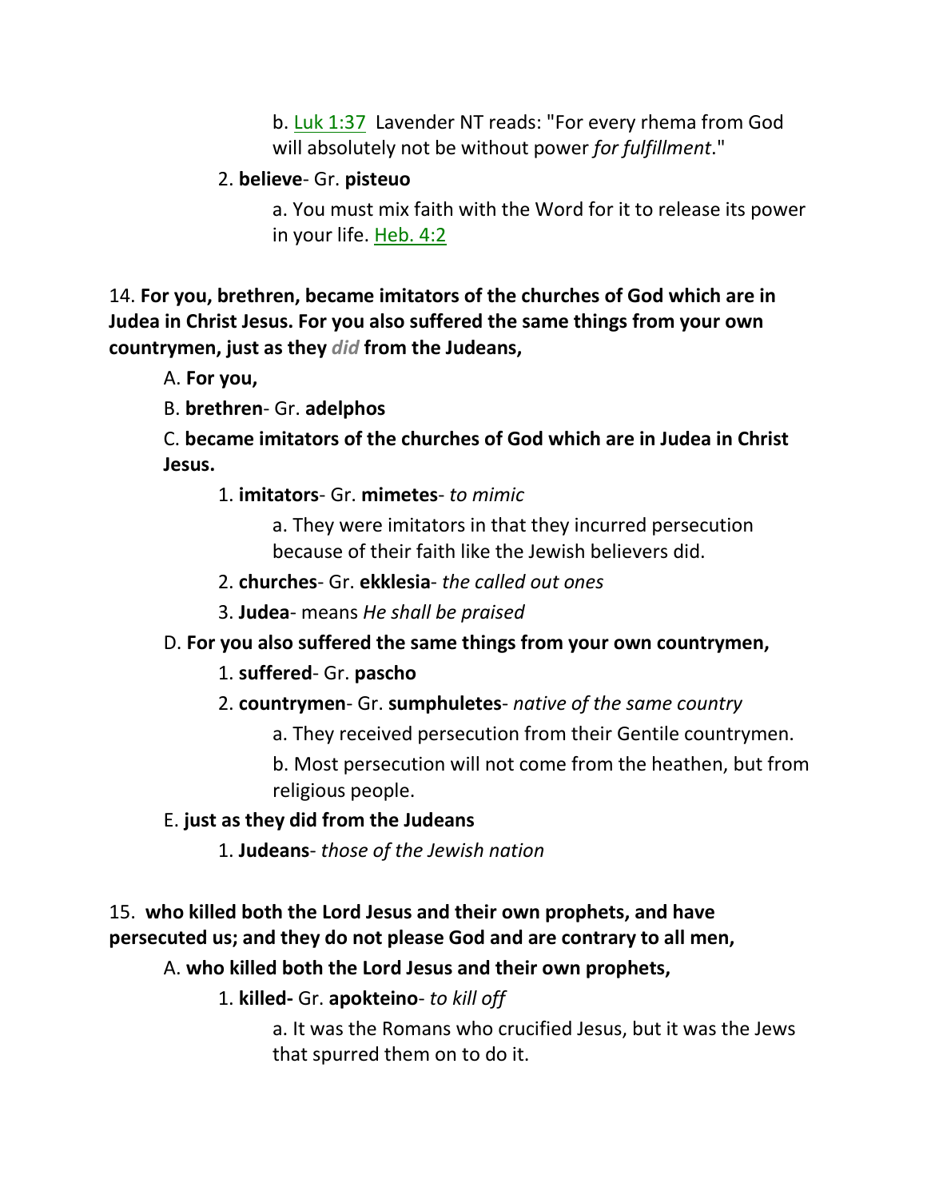b. Luk 1:37 Lavender NT reads: "For every rhema from God will absolutely not be without power *for fulfillment*."

2. **believe**- Gr. **pisteuo**

a. You must mix faith with the Word for it to release its power in your life. Heb. 4:2

14. **For you, brethren, became imitators of the churches of God which are in Judea in Christ Jesus. For you also suffered the same things from your own countrymen, just as they *did* from the Judeans,**

A. **For you,**

B. **brethren**- Gr. **adelphos**

C. **became imitators of the churches of God which are in Judea in Christ Jesus.**

1. **imitators**- Gr. **mimetes**- *to mimic*

a. They were imitators in that they incurred persecution because of their faith like the Jewish believers did.

2. **churches**- Gr. **ekklesia**- *the called out ones*

3. **Judea**- means *He shall be praised*

D. **For you also suffered the same things from your own countrymen,**

1. **suffered**- Gr. **pascho**

2. **countrymen**- Gr. **sumphuletes**- *native of the same country*

a. They received persecution from their Gentile countrymen.

b. Most persecution will not come from the heathen, but from religious people.

E. **just as they did from the Judeans**

1. **Judeans**- *those of the Jewish nation*

15. **who killed both the Lord Jesus and their own prophets, and have persecuted us; and they do not please God and are contrary to all men,**

A. **who killed both the Lord Jesus and their own prophets,**

1. **killed-** Gr. **apokteino**- *to kill off*

a. It was the Romans who crucified Jesus, but it was the Jews that spurred them on to do it.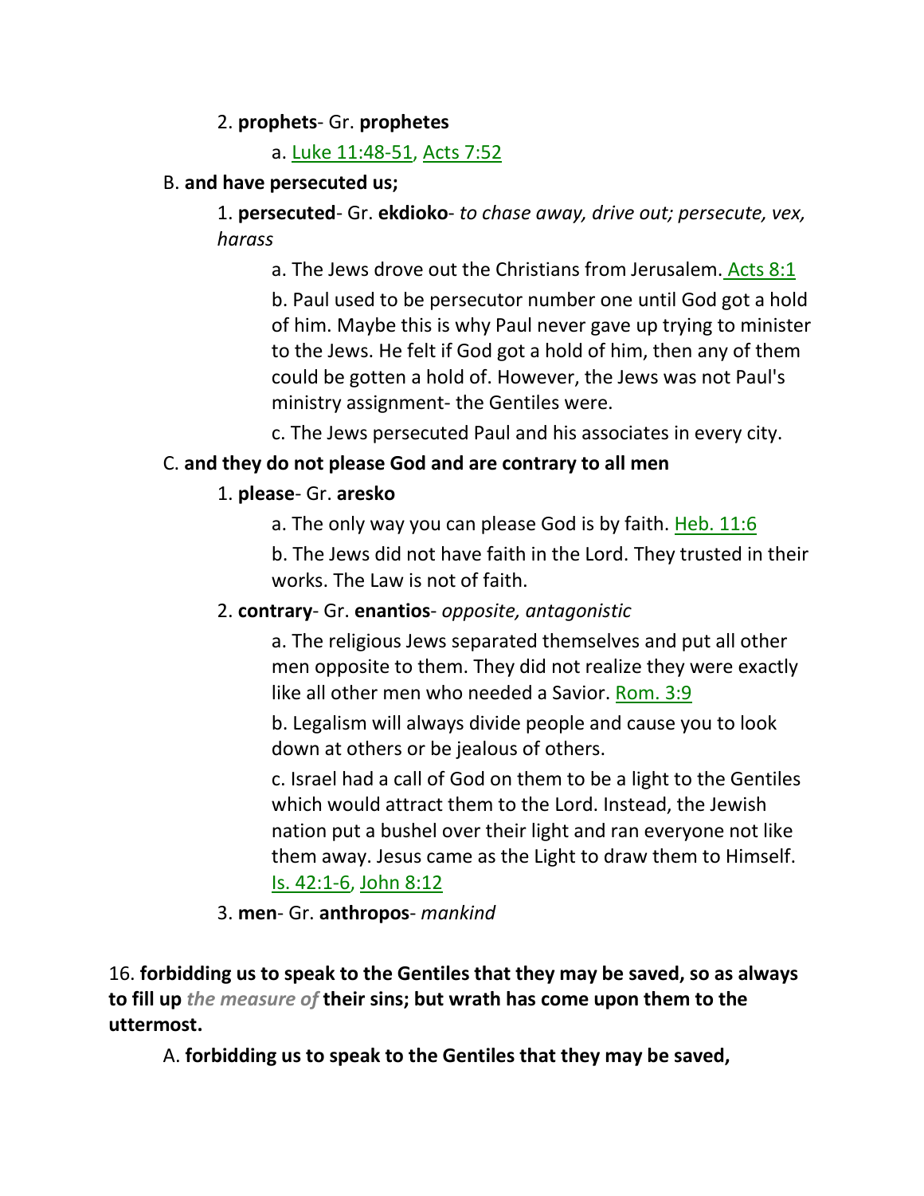2. **prophets**- Gr. **prophetes**

a. Luke 11:48-51, Acts 7:52

B. **and have persecuted us;**

1. **persecuted**- Gr. **ekdioko**- *to chase away, drive out; persecute, vex, harass*

a. The Jews drove out the Christians from Jerusalem. Acts 8:1

b. Paul used to be persecutor number one until God got a hold of him. Maybe this is why Paul never gave up trying to minister to the Jews. He felt if God got a hold of him, then any of them could be gotten a hold of. However, the Jews was not Paul's ministry assignment- the Gentiles were.

c. The Jews persecuted Paul and his associates in every city.

C. **and they do not please God and are contrary to all men**

1. **please**- Gr. **aresko**

a. The only way you can please God is by faith. Heb. 11:6

b. The Jews did not have faith in the Lord. They trusted in their works. The Law is not of faith.

2. **contrary**- Gr. **enantios**- *opposite, antagonistic*

a. The religious Jews separated themselves and put all other men opposite to them. They did not realize they were exactly like all other men who needed a Savior. Rom. 3:9

b. Legalism will always divide people and cause you to look down at others or be jealous of others.

c. Israel had a call of God on them to be a light to the Gentiles which would attract them to the Lord. Instead, the Jewish nation put a bushel over their light and ran everyone not like them away. Jesus came as the Light to draw them to Himself. Is. 42:1-6, John 8:12

3. **men**- Gr. **anthropos**- *mankind*

16. **forbidding us to speak to the Gentiles that they may be saved, so as always to fill up** ***the measure of*** **their sins; but wrath has come upon them to the uttermost.**

A. **forbidding us to speak to the Gentiles that they may be saved,**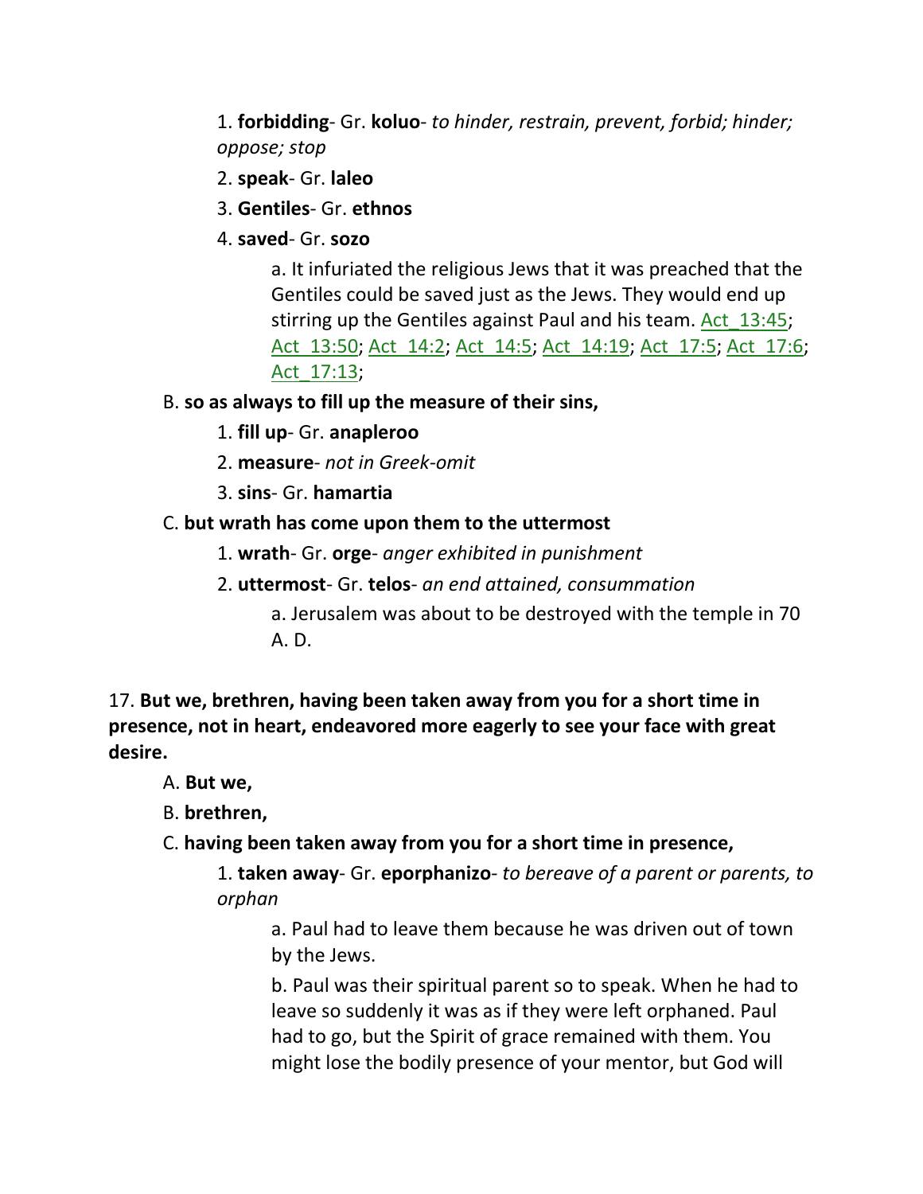1. **forbidding**- Gr. **koluo**- *to hinder, restrain, prevent, forbid; hinder; oppose; stop*

2. **speak**- Gr. **laleo**

3. **Gentiles**- Gr. **ethnos**

4. **saved**- Gr. **sozo**

a. It infuriated the religious Jews that it was preached that the Gentiles could be saved just as the Jews. They would end up stirring up the Gentiles against Paul and his team. Act_13:45; Act_13:50; Act_14:2; Act_14:5; Act_14:19; Act_17:5; Act_17:6; Act_17:13;

B. **so as always to fill up the measure of their sins,**

1. **fill up**- Gr. **anapleroo**

2. **measure**- *not in Greek-omit*

3. **sins**- Gr. **hamartia**

C. **but wrath has come upon them to the uttermost**

1. **wrath**- Gr. **orge**- *anger exhibited in punishment*

2. **uttermost**- Gr. **telos**- *an end attained, consummation*

a. Jerusalem was about to be destroyed with the temple in 70 A. D.

17. **But we, brethren, having been taken away from you for a short time in presence, not in heart, endeavored more eagerly to see your face with great desire.**

A. **But we,**

B. **brethren,**

C. **having been taken away from you for a short time in presence,**

1. **taken away**- Gr. **eporphanizo**- *to bereave of a parent or parents, to orphan*

a. Paul had to leave them because he was driven out of town by the Jews.

b. Paul was their spiritual parent so to speak. When he had to leave so suddenly it was as if they were left orphaned. Paul had to go, but the Spirit of grace remained with them. You might lose the bodily presence of your mentor, but God will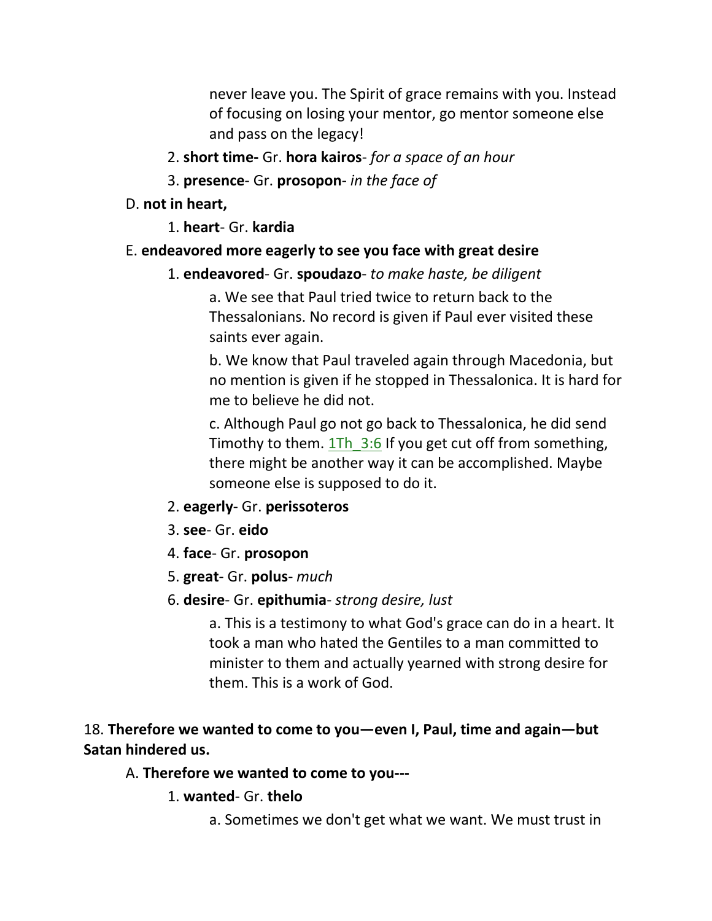never leave you. The Spirit of grace remains with you. Instead of focusing on losing your mentor, go mentor someone else and pass on the legacy!

2. **short time-** Gr. **hora kairos**- *for a space of an hour*

3. **presence**- Gr. **prosopon**- *in the face of*

D. **not in heart,**

1. **heart**- Gr. **kardia**

E. **endeavored more eagerly to see you face with great desire**

1. **endeavored**- Gr. **spoudazo**- *to make haste, be diligent*

a. We see that Paul tried twice to return back to the Thessalonians. No record is given if Paul ever visited these saints ever again.

b. We know that Paul traveled again through Macedonia, but no mention is given if he stopped in Thessalonica. It is hard for me to believe he did not.

c. Although Paul go not go back to Thessalonica, he did send Timothy to them. 1Th_3:6 If you get cut off from something, there might be another way it can be accomplished. Maybe someone else is supposed to do it.

2. **eagerly**- Gr. **perissoteros**

3. **see**- Gr. **eido**

4. **face**- Gr. **prosopon**

5. **great**- Gr. **polus**- *much*

6. **desire**- Gr. **epithumia**- *strong desire, lust*

a. This is a testimony to what God's grace can do in a heart. It took a man who hated the Gentiles to a man committed to minister to them and actually yearned with strong desire for them. This is a work of God.

18. **Therefore we wanted to come to you—even I, Paul, time and again—but Satan hindered us.**

A. **Therefore we wanted to come to you---**

1. **wanted**- Gr. **thelo**

a. Sometimes we don't get what we want. We must trust in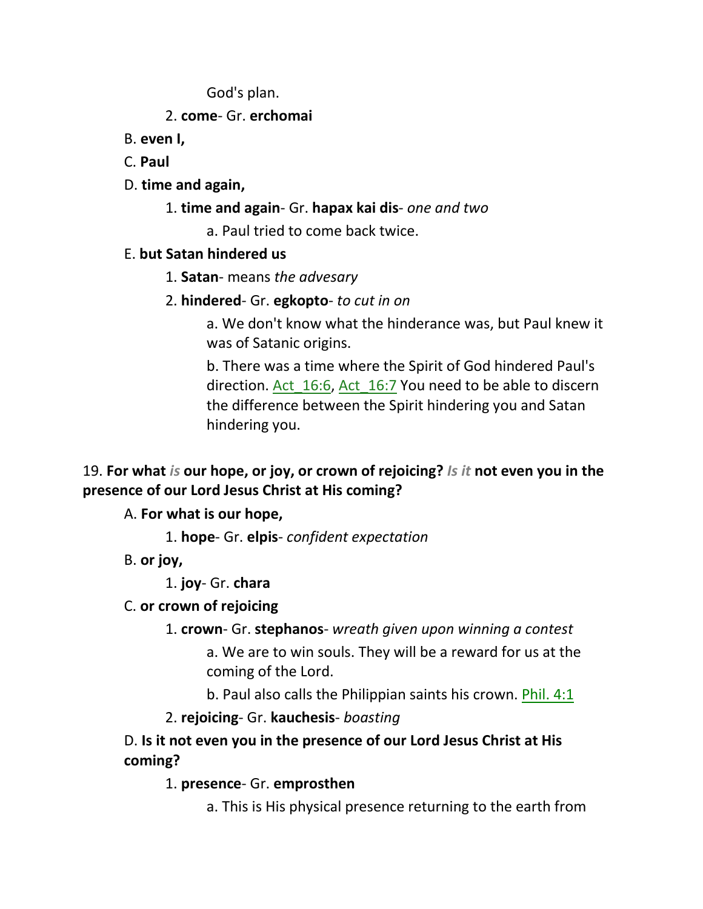God's plan.

2. **come**- Gr. **erchomai**

B. **even I,**

C. **Paul**

D. **time and again,**

1. **time and again**- Gr. **hapax kai dis**- *one and two*

a. Paul tried to come back twice.

E. **but Satan hindered us**

1. **Satan**- means *the advesary*

2. **hindered**- Gr. **egkopto**- *to cut in on*

a. We don't know what the hinderance was, but Paul knew it was of Satanic origins.

b. There was a time where the Spirit of God hindered Paul's direction. Act_16:6, Act_16:7 You need to be able to discern the difference between the Spirit hindering you and Satan hindering you.

19. **For what *is* our hope, or joy, or crown of rejoicing? *Is it* not even you in the presence of our Lord Jesus Christ at His coming?**

A. **For what is our hope,**

1. **hope**- Gr. **elpis**- *confident expectation*

B. **or joy,**

1. **joy**- Gr. **chara**

C. **or crown of rejoicing**

1. **crown**- Gr. **stephanos**- *wreath given upon winning a contest*

a. We are to win souls. They will be a reward for us at the coming of the Lord.

b. Paul also calls the Philippian saints his crown. Phil. 4:1

2. **rejoicing**- Gr. **kauchesis**- *boasting*

D. **Is it not even you in the presence of our Lord Jesus Christ at His coming?**

1. **presence**- Gr. **emprosthen**

a. This is His physical presence returning to the earth from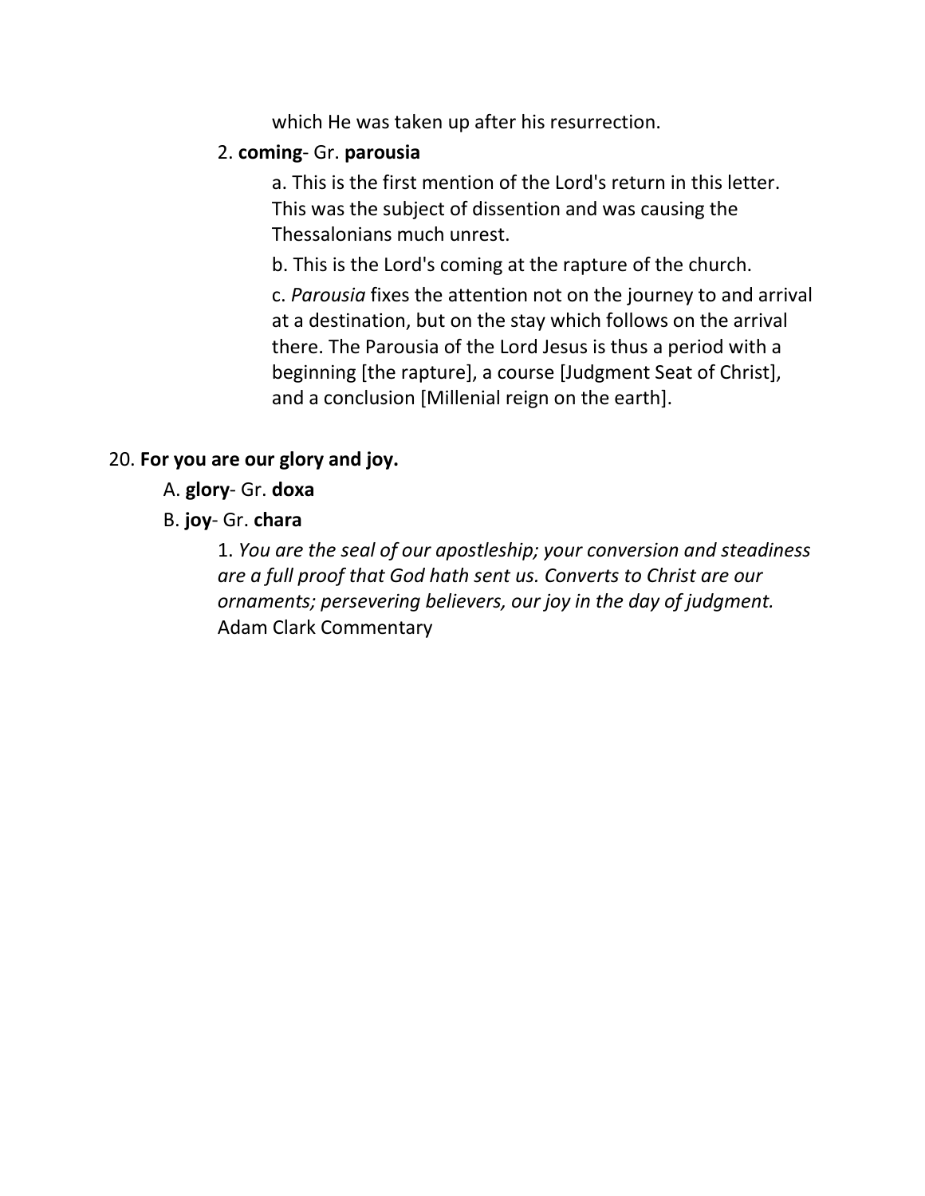which He was taken up after his resurrection.

2. **coming**- Gr. **parousia**

a. This is the first mention of the Lord's return in this letter. This was the subject of dissention and was causing the Thessalonians much unrest.

b. This is the Lord's coming at the rapture of the church.

c. *Parousia* fixes the attention not on the journey to and arrival at a destination, but on the stay which follows on the arrival there. The Parousia of the Lord Jesus is thus a period with a beginning [the rapture], a course [Judgment Seat of Christ], and a conclusion [Millenial reign on the earth].

20. **For you are our glory and joy.**

A. **glory**- Gr. **doxa**

B. **joy**- Gr. **chara**

1. *You are the seal of our apostleship; your conversion and steadiness are a full proof that God hath sent us. Converts to Christ are our ornaments; persevering believers, our joy in the day of judgment.* Adam Clark Commentary